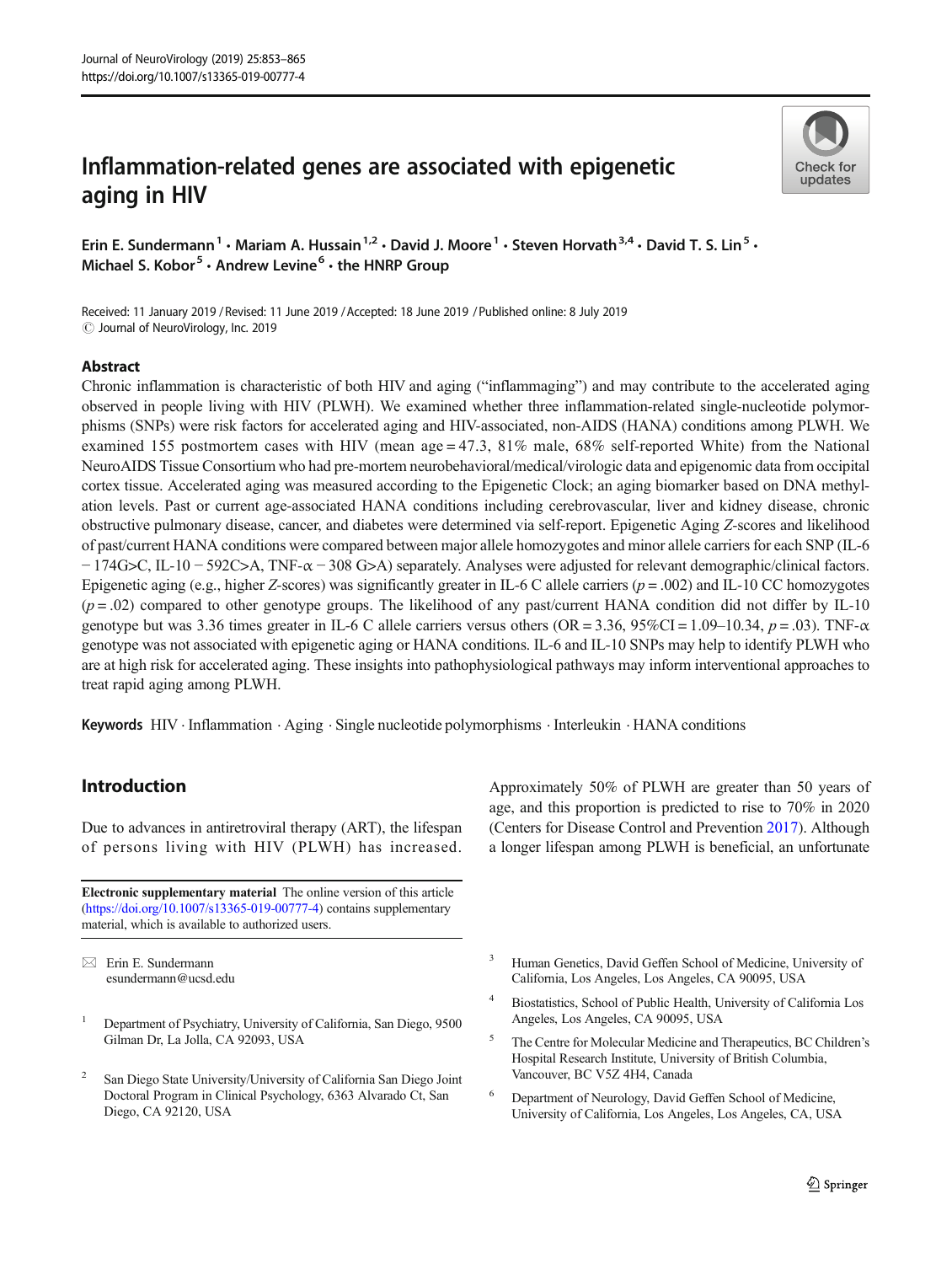# Inflammation-related genes are associated with epigenetic aging in HIV

Erin E. Sundermann[1] · Mariam A. Hussain[1,2] · David J. Moore[1] · Steven Horvath[3,4] · David T. S. Lin[5] · Michael S. Kobor[5] · Andrew Levine[6] · the HNRP Group

Received: 11 January 2019 / Revised: 11 June 2019 / Accepted: 18 June 2019 / Published online: 8 July 2019
© Journal of NeuroVirology, Inc. 2019

## Abstract

Chronic inflammation is characteristic of both HIV and aging ("inflammaging") and may contribute to the accelerated aging observed in people living with HIV (PLWH). We examined whether three inflammation-related single-nucleotide polymorphisms (SNPs) were risk factors for accelerated aging and HIV-associated, non-AIDS (HANA) conditions among PLWH. We examined 155 postmortem cases with HIV (mean age = 47.3, 81% male, 68% self-reported White) from the National NeuroAIDS Tissue Consortium who had pre-mortem neurobehavioral/medical/virologic data and epigenomic data from occipital cortex tissue. Accelerated aging was measured according to the Epigenetic Clock; an aging biomarker based on DNA methylation levels. Past or current age-associated HANA conditions including cerebrovascular, liver and kidney disease, chronic obstructive pulmonary disease, cancer, and diabetes were determined via self-report. Epigenetic Aging Z-scores and likelihood of past/current HANA conditions were compared between major allele homozygotes and minor allele carriers for each SNP (IL-6 − 174G>C, IL-10 − 592C>A, TNF-α − 308 G>A) separately. Analyses were adjusted for relevant demographic/clinical factors. Epigenetic aging (e.g., higher Z-scores) was significantly greater in IL-6 C allele carriers ($p = .002$) and IL-10 CC homozygotes ($p = .02$) compared to other genotype groups. The likelihood of any past/current HANA condition did not differ by IL-10 genotype but was 3.36 times greater in IL-6 C allele carriers versus others (OR = 3.36, 95%CI = 1.09–10.34, $p = .03$). TNF-α genotype was not associated with epigenetic aging or HANA conditions. IL-6 and IL-10 SNPs may help to identify PLWH who are at high risk for accelerated aging. These insights into pathophysiological pathways may inform interventional approaches to treat rapid aging among PLWH.

**Keywords** HIV · Inflammation · Aging · Single nucleotide polymorphisms · Interleukin · HANA conditions

## Introduction

Due to advances in antiretroviral therapy (ART), the lifespan of persons living with HIV (PLWH) has increased. Approximately 50% of PLWH are greater than 50 years of age, and this proportion is predicted to rise to 70% in 2020 (Centers for Disease Control and Prevention 2017). Although a longer lifespan among PLWH is beneficial, an unfortunate

**Electronic supplementary material** The online version of this article (https://doi.org/10.1007/s13365-019-00777-4) contains supplementary material, which is available to authorized users.

✉ Erin E. Sundermann
esundermann@ucsd.edu

1 Department of Psychiatry, University of California, San Diego, 9500 Gilman Dr, La Jolla, CA 92093, USA

2 San Diego State University/University of California San Diego Joint Doctoral Program in Clinical Psychology, 6363 Alvarado Ct, San Diego, CA 92120, USA

3 Human Genetics, David Geffen School of Medicine, University of California, Los Angeles, Los Angeles, CA 90095, USA

4 Biostatistics, School of Public Health, University of California Los Angeles, Los Angeles, CA 90095, USA

5 The Centre for Molecular Medicine and Therapeutics, BC Children's Hospital Research Institute, University of British Columbia, Vancouver, BC V5Z 4H4, Canada

6 Department of Neurology, David Geffen School of Medicine, University of California, Los Angeles, Los Angeles, CA, USA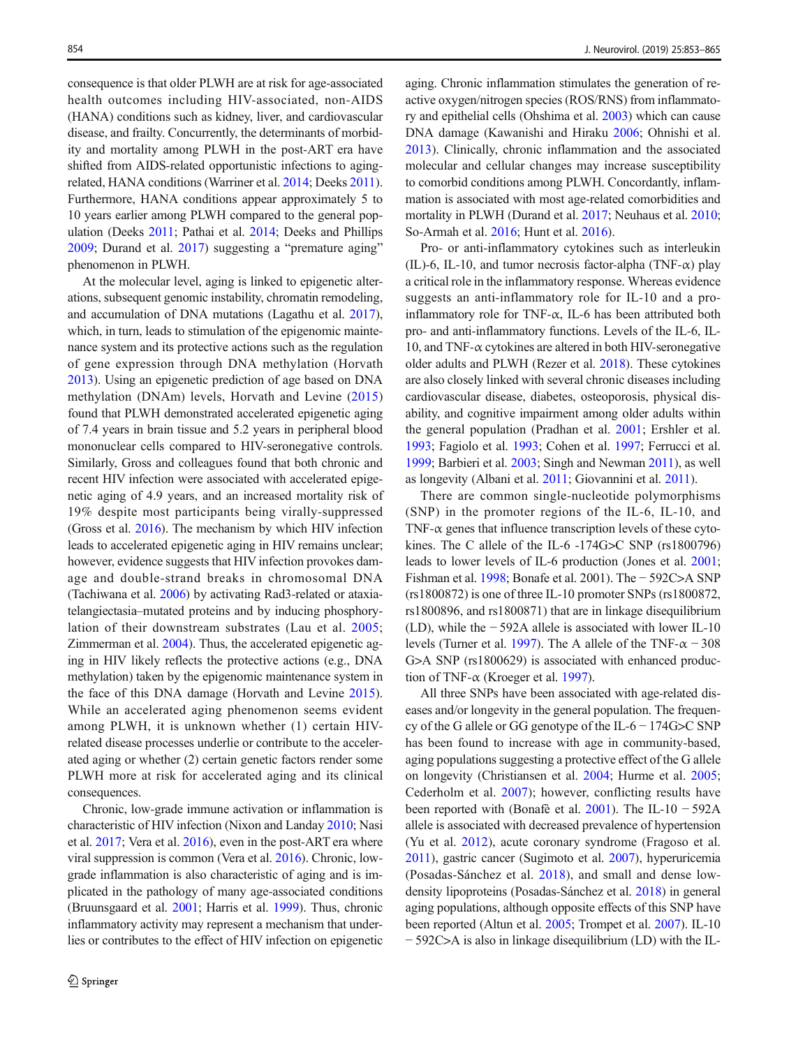consequence is that older PLWH are at risk for age-associated health outcomes including HIV-associated, non-AIDS (HANA) conditions such as kidney, liver, and cardiovascular disease, and frailty. Concurrently, the determinants of morbidity and mortality among PLWH in the post-ART era have shifted from AIDS-related opportunistic infections to aging-related, HANA conditions (Warriner et al. 2014; Deeks 2011). Furthermore, HANA conditions appear approximately 5 to 10 years earlier among PLWH compared to the general population (Deeks 2011; Pathai et al. 2014; Deeks and Phillips 2009; Durand et al. 2017) suggesting a "premature aging" phenomenon in PLWH.

At the molecular level, aging is linked to epigenetic alterations, subsequent genomic instability, chromatin remodeling, and accumulation of DNA mutations (Lagathu et al. 2017), which, in turn, leads to stimulation of the epigenomic maintenance system and its protective actions such as the regulation of gene expression through DNA methylation (Horvath 2013). Using an epigenetic prediction of age based on DNA methylation (DNAm) levels, Horvath and Levine (2015) found that PLWH demonstrated accelerated epigenetic aging of 7.4 years in brain tissue and 5.2 years in peripheral blood mononuclear cells compared to HIV-seronegative controls. Similarly, Gross and colleagues found that both chronic and recent HIV infection were associated with accelerated epigenetic aging of 4.9 years, and an increased mortality risk of 19% despite most participants being virally-suppressed (Gross et al. 2016). The mechanism by which HIV infection leads to accelerated epigenetic aging in HIV remains unclear; however, evidence suggests that HIV infection provokes damage and double-strand breaks in chromosomal DNA (Tachiwana et al. 2006) by activating Rad3-related or ataxia-telangiectasia–mutated proteins and by inducing phosphorylation of their downstream substrates (Lau et al. 2005; Zimmerman et al. 2004). Thus, the accelerated epigenetic aging in HIV likely reflects the protective actions (e.g., DNA methylation) taken by the epigenomic maintenance system in the face of this DNA damage (Horvath and Levine 2015). While an accelerated aging phenomenon seems evident among PLWH, it is unknown whether (1) certain HIV-related disease processes underlie or contribute to the accelerated aging or whether (2) certain genetic factors render some PLWH more at risk for accelerated aging and its clinical consequences.

Chronic, low-grade immune activation or inflammation is characteristic of HIV infection (Nixon and Landay 2010; Nasi et al. 2017; Vera et al. 2016), even in the post-ART era where viral suppression is common (Vera et al. 2016). Chronic, low-grade inflammation is also characteristic of aging and is implicated in the pathology of many age-associated conditions (Bruunsgaard et al. 2001; Harris et al. 1999). Thus, chronic inflammatory activity may represent a mechanism that underlies or contributes to the effect of HIV infection on epigenetic aging. Chronic inflammation stimulates the generation of reactive oxygen/nitrogen species (ROS/RNS) from inflammatory and epithelial cells (Ohshima et al. 2003) which can cause DNA damage (Kawanishi and Hiraku 2006; Ohnishi et al. 2013). Clinically, chronic inflammation and the associated molecular and cellular changes may increase susceptibility to comorbid conditions among PLWH. Concordantly, inflammation is associated with most age-related comorbidities and mortality in PLWH (Durand et al. 2017; Neuhaus et al. 2010; So-Armah et al. 2016; Hunt et al. 2016).

Pro- or anti-inflammatory cytokines such as interleukin (IL)-6, IL-10, and tumor necrosis factor-alpha (TNF-α) play a critical role in the inflammatory response. Whereas evidence suggests an anti-inflammatory role for IL-10 and a pro-inflammatory role for TNF-α, IL-6 has been attributed both pro- and anti-inflammatory functions. Levels of the IL-6, IL-10, and TNF-α cytokines are altered in both HIV-seronegative older adults and PLWH (Rezer et al. 2018). These cytokines are also closely linked with several chronic diseases including cardiovascular disease, diabetes, osteoporosis, physical disability, and cognitive impairment among older adults within the general population (Pradhan et al. 2001; Ershler et al. 1993; Fagiolo et al. 1993; Cohen et al. 1997; Ferrucci et al. 1999; Barbieri et al. 2003; Singh and Newman 2011), as well as longevity (Albani et al. 2011; Giovannini et al. 2011).

There are common single-nucleotide polymorphisms (SNP) in the promoter regions of the IL-6, IL-10, and TNF-α genes that influence transcription levels of these cytokines. The C allele of the IL-6 -174G>C SNP (rs1800796) leads to lower levels of IL-6 production (Jones et al. 2001; Fishman et al. 1998; Bonafe et al. 2001). The − 592C>A SNP (rs1800872) is one of three IL-10 promoter SNPs (rs1800872, rs1800896, and rs1800871) that are in linkage disequilibrium (LD), while the − 592A allele is associated with lower IL-10 levels (Turner et al. 1997). The A allele of the TNF-α − 308 G>A SNP (rs1800629) is associated with enhanced production of TNF-α (Kroeger et al. 1997).

All three SNPs have been associated with age-related diseases and/or longevity in the general population. The frequency of the G allele or GG genotype of the IL-6 − 174G>C SNP has been found to increase with age in community-based, aging populations suggesting a protective effect of the G allele on longevity (Christiansen et al. 2004; Hurme et al. 2005; Cederholm et al. 2007); however, conflicting results have been reported with (Bonafè et al. 2001). The IL-10 − 592A allele is associated with decreased prevalence of hypertension (Yu et al. 2012), acute coronary syndrome (Fragoso et al. 2011), gastric cancer (Sugimoto et al. 2007), hyperuricemia (Posadas-Sánchez et al. 2018), and small and dense low-density lipoproteins (Posadas-Sánchez et al. 2018) in general aging populations, although opposite effects of this SNP have been reported (Altun et al. 2005; Trompet et al. 2007). IL-10 − 592C>A is also in linkage disequilibrium (LD) with the IL-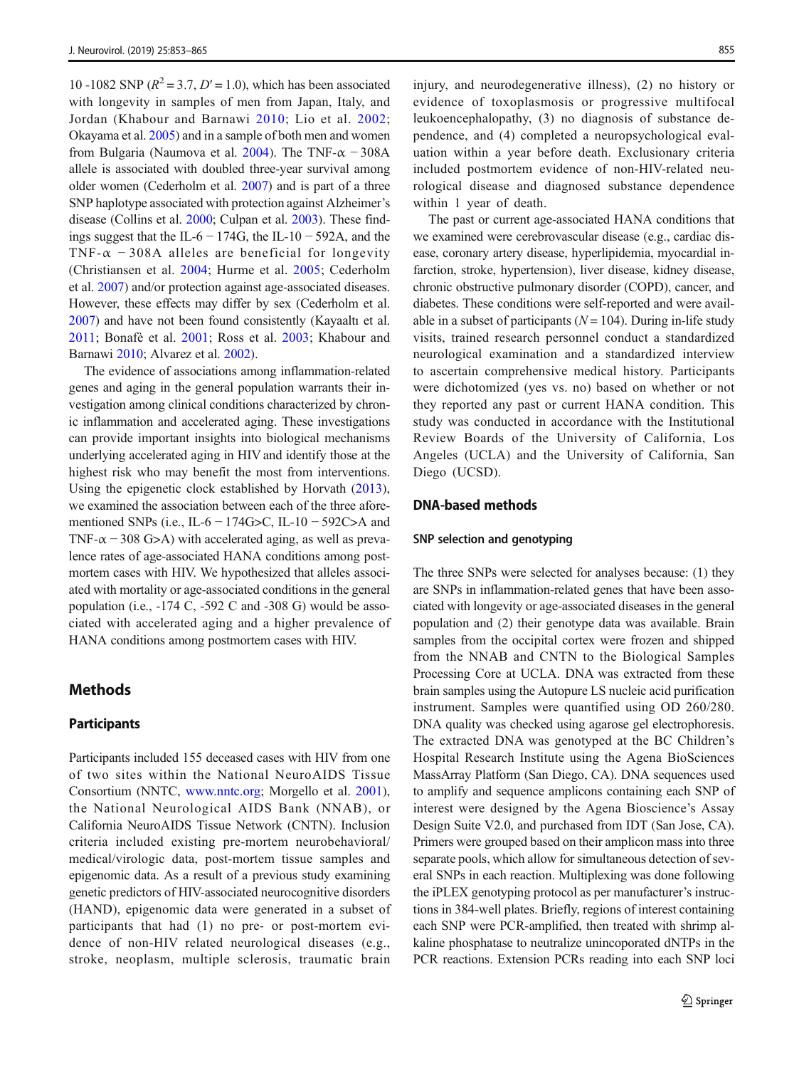10 -1082 SNP ($R^2 = 3.7$, $D' = 1.0$), which has been associated with longevity in samples of men from Japan, Italy, and Jordan (Khabour and Barnawi 2010; Lio et al. 2002; Okayama et al. 2005) and in a sample of both men and women from Bulgaria (Naumova et al. 2004). The TNF-α −308A allele is associated with doubled three-year survival among older women (Cederholm et al. 2007) and is part of a three SNP haplotype associated with protection against Alzheimer's disease (Collins et al. 2000; Culpan et al. 2003). These findings suggest that the IL-6 − 174G, the IL-10 − 592A, and the TNF-α −308A alleles are beneficial for longevity (Christiansen et al. 2004; Hurme et al. 2005; Cederholm et al. 2007) and/or protection against age-associated diseases. However, these effects may differ by sex (Cederholm et al. 2007) and have not been found consistently (Kayaaltı et al. 2011; Bonafè et al. 2001; Ross et al. 2003; Khabour and Barnawi 2010; Alvarez et al. 2002).

The evidence of associations among inflammation-related genes and aging in the general population warrants their investigation among clinical conditions characterized by chronic inflammation and accelerated aging. These investigations can provide important insights into biological mechanisms underlying accelerated aging in HIV and identify those at the highest risk who may benefit the most from interventions. Using the epigenetic clock established by Horvath (2013), we examined the association between each of the three aforementioned SNPs (i.e., IL-6 − 174G>C, IL-10 − 592C>A and TNF-α − 308 G>A) with accelerated aging, as well as prevalence rates of age-associated HANA conditions among postmortem cases with HIV. We hypothesized that alleles associated with mortality or age-associated conditions in the general population (i.e., -174 C, -592 C and -308 G) would be associated with accelerated aging and a higher prevalence of HANA conditions among postmortem cases with HIV.

## Methods

### Participants

Participants included 155 deceased cases with HIV from one of two sites within the National NeuroAIDS Tissue Consortium (NNTC, www.nntc.org; Morgello et al. 2001), the National Neurological AIDS Bank (NNAB), or California NeuroAIDS Tissue Network (CNTN). Inclusion criteria included existing pre-mortem neurobehavioral/medical/virologic data, post-mortem tissue samples and epigenomic data. As a result of a previous study examining genetic predictors of HIV-associated neurocognitive disorders (HAND), epigenomic data were generated in a subset of participants that had (1) no pre- or post-mortem evidence of non-HIV related neurological diseases (e.g., stroke, neoplasm, multiple sclerosis, traumatic brain injury, and neurodegenerative illness), (2) no history or evidence of toxoplasmosis or progressive multifocal leukoencephalopathy, (3) no diagnosis of substance dependence, and (4) completed a neuropsychological evaluation within a year before death. Exclusionary criteria included postmortem evidence of non-HIV-related neurological disease and diagnosed substance dependence within 1 year of death.

The past or current age-associated HANA conditions that we examined were cerebrovascular disease (e.g., cardiac disease, coronary artery disease, hyperlipidemia, myocardial infarction, stroke, hypertension), liver disease, kidney disease, chronic obstructive pulmonary disorder (COPD), cancer, and diabetes. These conditions were self-reported and were available in a subset of participants ($N = 104$). During in-life study visits, trained research personnel conduct a standardized neurological examination and a standardized interview to ascertain comprehensive medical history. Participants were dichotomized (yes vs. no) based on whether or not they reported any past or current HANA condition. This study was conducted in accordance with the Institutional Review Boards of the University of California, Los Angeles (UCLA) and the University of California, San Diego (UCSD).

### DNA-based methods

#### SNP selection and genotyping

The three SNPs were selected for analyses because: (1) they are SNPs in inflammation-related genes that have been associated with longevity or age-associated diseases in the general population and (2) their genotype data was available. Brain samples from the occipital cortex were frozen and shipped from the NNAB and CNTN to the Biological Samples Processing Core at UCLA. DNA was extracted from these brain samples using the Autopure LS nucleic acid purification instrument. Samples were quantified using OD 260/280. DNA quality was checked using agarose gel electrophoresis. The extracted DNA was genotyped at the BC Children's Hospital Research Institute using the Agena BioSciences MassArray Platform (San Diego, CA). DNA sequences used to amplify and sequence amplicons containing each SNP of interest were designed by the Agena Bioscience's Assay Design Suite V2.0, and purchased from IDT (San Jose, CA). Primers were grouped based on their amplicon mass into three separate pools, which allow for simultaneous detection of several SNPs in each reaction. Multiplexing was done following the iPLEX genotyping protocol as per manufacturer's instructions in 384-well plates. Briefly, regions of interest containing each SNP were PCR-amplified, then treated with shrimp alkaline phosphatase to neutralize unincoporated dNTPs in the PCR reactions. Extension PCRs reading into each SNP loci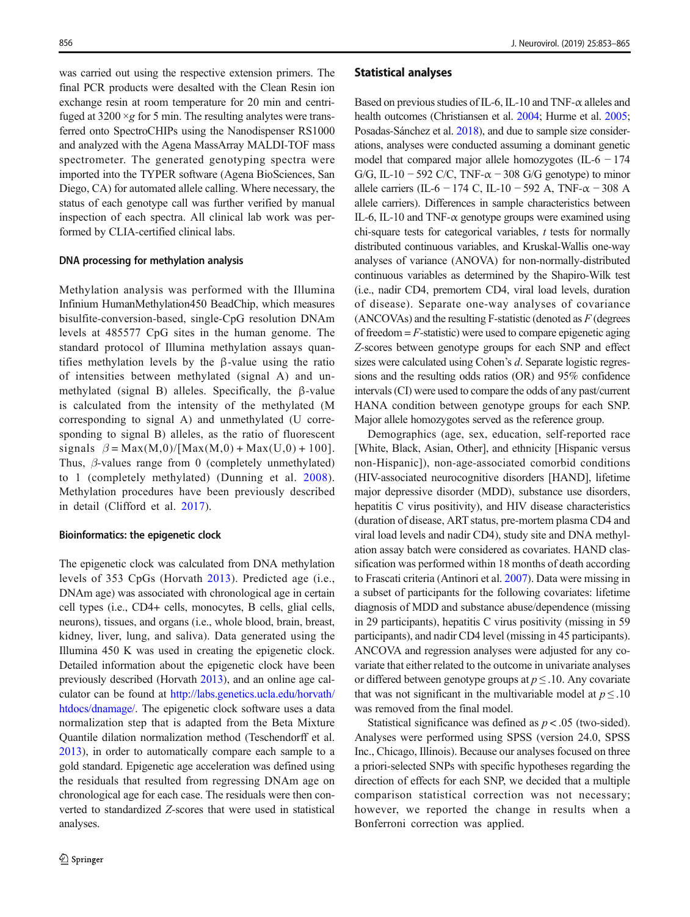was carried out using the respective extension primers. The final PCR products were desalted with the Clean Resin ion exchange resin at room temperature for 20 min and centrifuged at 3200 ×*g* for 5 min. The resulting analytes were transferred onto SpectroCHIPs using the Nanodispenser RS1000 and analyzed with the Agena MassArray MALDI-TOF mass spectrometer. The generated genotyping spectra were imported into the TYPER software (Agena BioSciences, San Diego, CA) for automated allele calling. Where necessary, the status of each genotype call was further verified by manual inspection of each spectra. All clinical lab work was performed by CLIA-certified clinical labs.

#### DNA processing for methylation analysis

Methylation analysis was performed with the Illumina Infinium HumanMethylation450 BeadChip, which measures bisulfite-conversion-based, single-CpG resolution DNAm levels at 485577 CpG sites in the human genome. The standard protocol of Illumina methylation assays quantifies methylation levels by the β-value using the ratio of intensities between methylated (signal A) and unmethylated (signal B) alleles. Specifically, the β-value is calculated from the intensity of the methylated (M corresponding to signal A) and unmethylated (U corresponding to signal B) alleles, as the ratio of fluorescent signals $\beta = \mathrm{Max}(M,0)/[\mathrm{Max}(M,0) + \mathrm{Max}(U,0) + 100]$. Thus, $\beta$-values range from 0 (completely unmethylated) to 1 (completely methylated) (Dunning et al. 2008). Methylation procedures have been previously described in detail (Clifford et al. 2017).

#### Bioinformatics: the epigenetic clock

The epigenetic clock was calculated from DNA methylation levels of 353 CpGs (Horvath 2013). Predicted age (i.e., DNAm age) was associated with chronological age in certain cell types (i.e., CD4+ cells, monocytes, B cells, glial cells, neurons), tissues, and organs (i.e., whole blood, brain, breast, kidney, liver, lung, and saliva). Data generated using the Illumina 450 K was used in creating the epigenetic clock. Detailed information about the epigenetic clock have been previously described (Horvath 2013), and an online age calculator can be found at http://labs.genetics.ucla.edu/horvath/htdocs/dnamage/. The epigenetic clock software uses a data normalization step that is adapted from the Beta Mixture Quantile dilation normalization method (Teschendorff et al. 2013), in order to automatically compare each sample to a gold standard. Epigenetic age acceleration was defined using the residuals that resulted from regressing DNAm age on chronological age for each case. The residuals were then converted to standardized *Z*-scores that were used in statistical analyses.

### Statistical analyses

Based on previous studies of IL-6, IL-10 and TNF-α alleles and health outcomes (Christiansen et al. 2004; Hurme et al. 2005; Posadas-Sánchez et al. 2018), and due to sample size considerations, analyses were conducted assuming a dominant genetic model that compared major allele homozygotes (IL-6 −174 G/G, IL-10 −592 C/C, TNF-α −308 G/G genotype) to minor allele carriers (IL-6 −174 C, IL-10 −592 A, TNF-α −308 A allele carriers). Differences in sample characteristics between IL-6, IL-10 and TNF-α genotype groups were examined using chi-square tests for categorical variables, *t* tests for normally distributed continuous variables, and Kruskal-Wallis one-way analyses of variance (ANOVA) for non-normally-distributed continuous variables as determined by the Shapiro-Wilk test (i.e., nadir CD4, premortem CD4, viral load levels, duration of disease). Separate one-way analyses of covariance (ANCOVAs) and the resulting F-statistic (denoted as *F* (degrees of freedom = *F*-statistic) were used to compare epigenetic aging *Z*-scores between genotype groups for each SNP and effect sizes were calculated using Cohen's *d*. Separate logistic regressions and the resulting odds ratios (OR) and 95% confidence intervals (CI) were used to compare the odds of any past/current HANA condition between genotype groups for each SNP. Major allele homozygotes served as the reference group.

Demographics (age, sex, education, self-reported race [White, Black, Asian, Other], and ethnicity [Hispanic versus non-Hispanic]), non-age-associated comorbid conditions (HIV-associated neurocognitive disorders [HAND], lifetime major depressive disorder (MDD), substance use disorders, hepatitis C virus positivity), and HIV disease characteristics (duration of disease, ART status, pre-mortem plasma CD4 and viral load levels and nadir CD4), study site and DNA methylation assay batch were considered as covariates. HAND classification was performed within 18 months of death according to Frascati criteria (Antinori et al. 2007). Data were missing in a subset of participants for the following covariates: lifetime diagnosis of MDD and substance abuse/dependence (missing in 29 participants), hepatitis C virus positivity (missing in 59 participants), and nadir CD4 level (missing in 45 participants). ANCOVA and regression analyses were adjusted for any covariate that either related to the outcome in univariate analyses or differed between genotype groups at $p \leq .10$. Any covariate that was not significant in the multivariable model at $p \leq .10$ was removed from the final model.

Statistical significance was defined as $p < .05$ (two-sided). Analyses were performed using SPSS (version 24.0, SPSS Inc., Chicago, Illinois). Because our analyses focused on three a priori-selected SNPs with specific hypotheses regarding the direction of effects for each SNP, we decided that a multiple comparison statistical correction was not necessary; however, we reported the change in results when a Bonferroni correction was applied.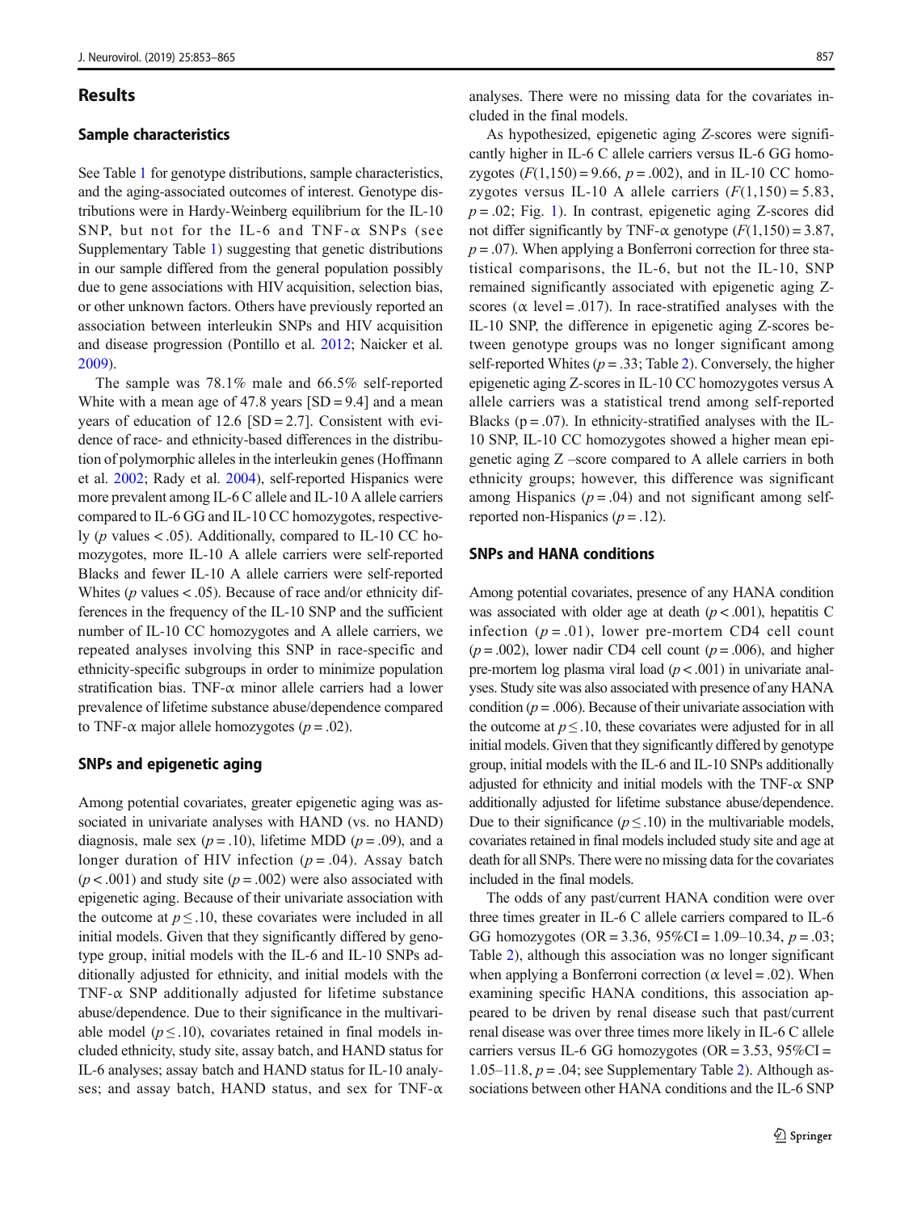## Results

### Sample characteristics

See Table 1 for genotype distributions, sample characteristics, and the aging-associated outcomes of interest. Genotype distributions were in Hardy-Weinberg equilibrium for the IL-10 SNP, but not for the IL-6 and TNF-α SNPs (see Supplementary Table 1) suggesting that genetic distributions in our sample differed from the general population possibly due to gene associations with HIV acquisition, selection bias, or other unknown factors. Others have previously reported an association between interleukin SNPs and HIV acquisition and disease progression (Pontillo et al. 2012; Naicker et al. 2009).

The sample was 78.1% male and 66.5% self-reported White with a mean age of 47.8 years [SD = 9.4] and a mean years of education of 12.6 [SD = 2.7]. Consistent with evidence of race- and ethnicity-based differences in the distribution of polymorphic alleles in the interleukin genes (Hoffmann et al. 2002; Rady et al. 2004), self-reported Hispanics were more prevalent among IL-6 C allele and IL-10 A allele carriers compared to IL-6 GG and IL-10 CC homozygotes, respectively ($p$ values < .05). Additionally, compared to IL-10 CC homozygotes, more IL-10 A allele carriers were self-reported Blacks and fewer IL-10 A allele carriers were self-reported Whites ($p$ values < .05). Because of race and/or ethnicity differences in the frequency of the IL-10 SNP and the sufficient number of IL-10 CC homozygotes and A allele carriers, we repeated analyses involving this SNP in race-specific and ethnicity-specific subgroups in order to minimize population stratification bias. TNF-α minor allele carriers had a lower prevalence of lifetime substance abuse/dependence compared to TNF-α major allele homozygotes ($p$ = .02).

### SNPs and epigenetic aging

Among potential covariates, greater epigenetic aging was associated in univariate analyses with HAND (vs. no HAND) diagnosis, male sex ($p$ = .10), lifetime MDD ($p$ = .09), and a longer duration of HIV infection ($p$ = .04). Assay batch ($p$ < .001) and study site ($p$ = .002) were also associated with epigenetic aging. Because of their univariate association with the outcome at $p \leq .10$, these covariates were included in all initial models. Given that they significantly differed by genotype group, initial models with the IL-6 and IL-10 SNPs additionally adjusted for ethnicity, and initial models with the TNF-α SNP additionally adjusted for lifetime substance abuse/dependence. Due to their significance in the multivariable model ($p \leq .10$), covariates retained in final models included ethnicity, study site, assay batch, and HAND status for IL-6 analyses; assay batch and HAND status for IL-10 analyses; and assay batch, HAND status, and sex for TNF-α analyses. There were no missing data for the covariates included in the final models.

As hypothesized, epigenetic aging *Z*-scores were significantly higher in IL-6 C allele carriers versus IL-6 GG homozygotes ($F(1,150) = 9.66$, $p$ = .002), and in IL-10 CC homozygotes versus IL-10 A allele carriers ($F(1,150) = 5.83$, $p$ = .02; Fig. 1). In contrast, epigenetic aging Z-scores did not differ significantly by TNF-α genotype ($F(1,150) = 3.87$, $p$ = .07). When applying a Bonferroni correction for three statistical comparisons, the IL-6, but not the IL-10, SNP remained significantly associated with epigenetic aging Z-scores (α level = .017). In race-stratified analyses with the IL-10 SNP, the difference in epigenetic aging Z-scores between genotype groups was no longer significant among self-reported Whites ($p$ = .33; Table 2). Conversely, the higher epigenetic aging Z-scores in IL-10 CC homozygotes versus A allele carriers was a statistical trend among self-reported Blacks (p = .07). In ethnicity-stratified analyses with the IL-10 SNP, IL-10 CC homozygotes showed a higher mean epigenetic aging Z –score compared to A allele carriers in both ethnicity groups; however, this difference was significant among Hispanics ($p$ = .04) and not significant among self-reported non-Hispanics ($p$ = .12).

### SNPs and HANA conditions

Among potential covariates, presence of any HANA condition was associated with older age at death ($p$ < .001), hepatitis C infection ($p$ = .01), lower pre-mortem CD4 cell count ($p$ = .002), lower nadir CD4 cell count ($p$ = .006), and higher pre-mortem log plasma viral load ($p$ < .001) in univariate analyses. Study site was also associated with presence of any HANA condition ($p$ = .006). Because of their univariate association with the outcome at $p \leq .10$, these covariates were adjusted for in all initial models. Given that they significantly differed by genotype group, initial models with the IL-6 and IL-10 SNPs additionally adjusted for ethnicity and initial models with the TNF-α SNP additionally adjusted for lifetime substance abuse/dependence. Due to their significance ($p \leq .10$) in the multivariable models, covariates retained in final models included study site and age at death for all SNPs. There were no missing data for the covariates included in the final models.

The odds of any past/current HANA condition were over three times greater in IL-6 C allele carriers compared to IL-6 GG homozygotes (OR = 3.36, 95%CI = 1.09–10.34, $p$ = .03; Table 2), although this association was no longer significant when applying a Bonferroni correction (α level = .02). When examining specific HANA conditions, this association appeared to be driven by renal disease such that past/current renal disease was over three times more likely in IL-6 C allele carriers versus IL-6 GG homozygotes (OR = 3.53, 95%CI = 1.05–11.8, $p$ = .04; see Supplementary Table 2). Although associations between other HANA conditions and the IL-6 SNP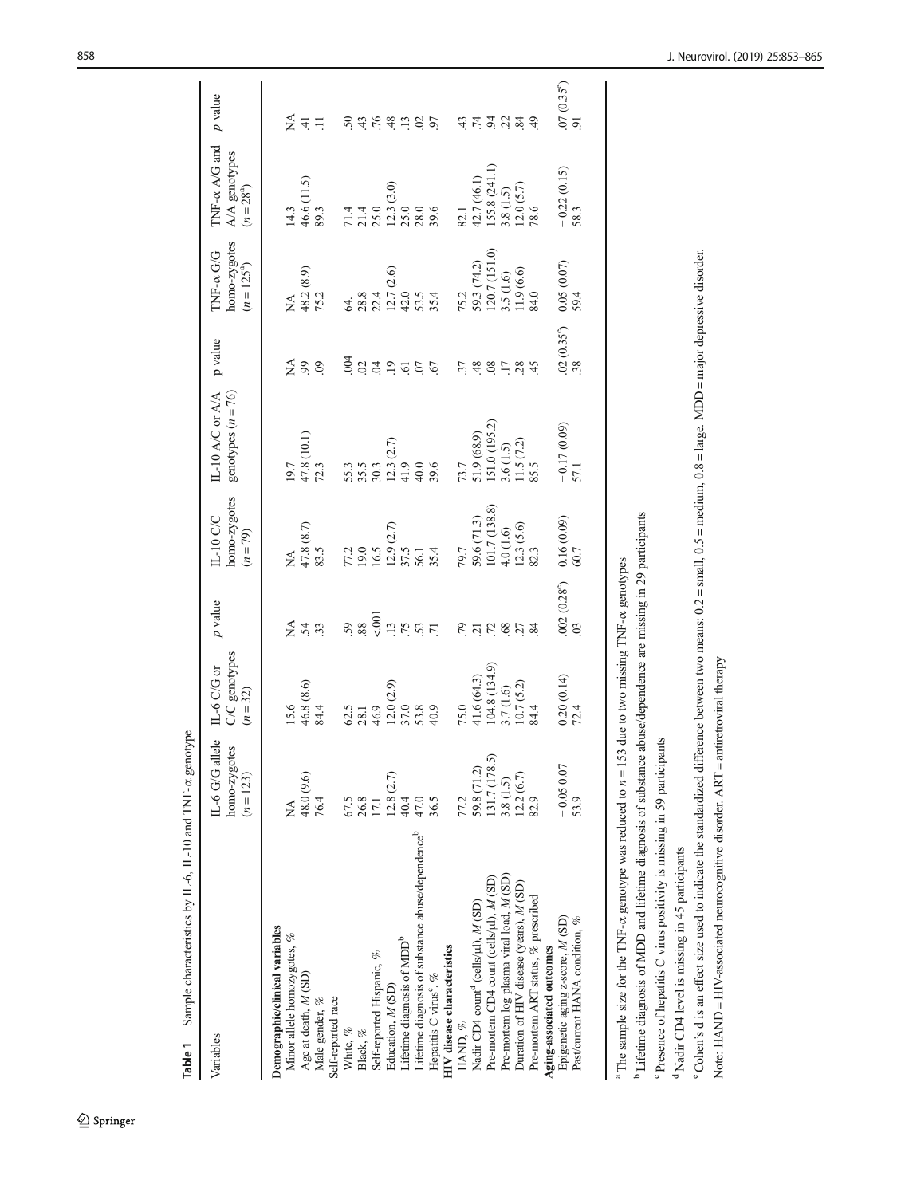**Table 1** Sample characteristics by IL-6, IL-10 and TNF-α genotype

| Variables | IL-6 G/G allele homo-zygotes (n = 123) | IL-6 C/G or C/C genotypes (n = 32) | p value | IL-10 C/C homo-zygotes (n = 79) | IL-10 A/C or A/A genotypes (n = 76) | p value | TNF-α G/G homo-zygotes (n = 125[a]) | TNF-α A/G and A/A genotypes (n = 28[a]) | p value |
|---|---|---|---|---|---|---|---|---|---|
| **Demographic/clinical variables** | | | | | | | | | |
| Minor allele homozygotes, % | NA | 15.6 | NA | NA | 19.7 | NA | NA | 14.3 | NA |
| Age at death, M (SD) | 48.0 (9.6) | 46.8 (8.6) | .54 | 47.8 (8.7) | 47.8 (10.1) | .99 | 48.2 (8.9) | 46.6 (11.5) | .41 |
| Male gender, % | 76.4 | 84.4 | .33 | 83.5 | 72.3 | .09 | 75.2 | 89.3 | .11 |
| Self-reported race | | | | | | | | | |
| White, % | 67.5 | 62.5 | .59 | 77.2 | 55.3 | .004 | 64. | 71.4 | .50 |
| Black, % | 26.8 | 28.1 | .88 | 19.0 | 35.5 | .02 | 28.8 | 21.4 | .43 |
| Self-reported Hispanic, % | 17.1 | 46.9 | <.001 | 16.5 | 30.3 | .04 | 22.4 | 25.0 | .76 |
| Education, M (SD) | 12.8 (2.7) | 12.0 (2.9) | .13 | 12.9 (2.7) | 12.3 (2.7) | .19 | 12.7 (2.6) | 12.3 (3.0) | .48 |
| Lifetime diagnosis of MDD[b] | 40.4 | 37.0 | .75 | 37.5 | 41.9 | .61 | 42.0 | 25.0 | .13 |
| Lifetime diagnosis of substance abuse/dependence[b] | 47.0 | 53.8 | .53 | 56.1 | 40.0 | .07 | 53.5 | 28.0 | .02 |
| Hepatitis C virus[c], % | 36.5 | 40.9 | .71 | 35.4 | 39.6 | .67 | 35.4 | 39.6 | .97 |
| **HIV disease characteristics** | | | | | | | | | |
| HAND, % | 77.2 | 75.0 | .79 | 79.7 | 73.7 | .37 | 75.2 | 82.1 | .43 |
| Nadir CD4 count[d] (cells/μl), M (SD) | 59.8 (71.2) | 41.6 (64.3) | .21 | 59.6 (71.3) | 51.9 (68.9) | .48 | 59.3 (74.2) | 42.7 (46.1) | .74 |
| Pre-mortem CD4 count (cells/μl), M (SD) | 131.7 (178.5) | 104.8 (134.9) | .72 | 101.7 (138.8) | 151.0 (195.2) | .08 | 120.7 (151.0) | 155.8 (241.1) | .94 |
| Pre-mortem log plasma viral load, M (SD) | 3.8 (1.5) | 3.7 (1.6) | .68 | 4.0 (1.6) | 3.6 (1.5) | .17 | 3.5 (1.6) | 3.8 (1.5) | .22 |
| Duration of HIV disease (years), M (SD) | 12.2 (6.7) | 10.7 (5.2) | .27 | 12.3 (5.6) | 11.5 (7.2) | .28 | 11.9 (6.6) | 12.0 (5.7) | .84 |
| Pre-mortem ART status, % prescribed | 82.9 | 84.4 | .84 | 82.3 | 85.5 | .45 | 84.0 | 78.6 | .49 |
| **Aging-associated outcomes** | | | | | | | | | |
| Epigenetic aging z-score, M (SD) | −0.05 0.07 | 0.20 (0.14) | .002 (0.28[e]) | 0.16 (0.09) | −0.17 (0.09) | .02 (0.35[e]) | 0.05 (0.07) | −0.22 (0.15) | .07 (0.35[e]) |
| Past/current HANA condition, % | 53.9 | 72.4 | .03 | 60.7 | 57.1 | .38 | 59.4 | 58.3 | .91 |

[a] The sample size for the TNF-α genotype was reduced to n = 153 due to two missing TNF-α genotypes

[b] Lifetime diagnosis of MDD and lifetime diagnosis of substance abuse/dependence are missing in 29 participants

[c] Presence of hepatitis C virus positivity is missing in 59 participants

[d] Nadir CD4 level is missing in 45 participants

[e] Cohen's d is an effect size used to indicate the standardized difference between two means: 0.2 = small, 0.5 = medium, 0.8 = large. MDD = major depressive disorder.

Note: HAND = HIV-associated neurocognitive disorder. ART = antiretroviral therapy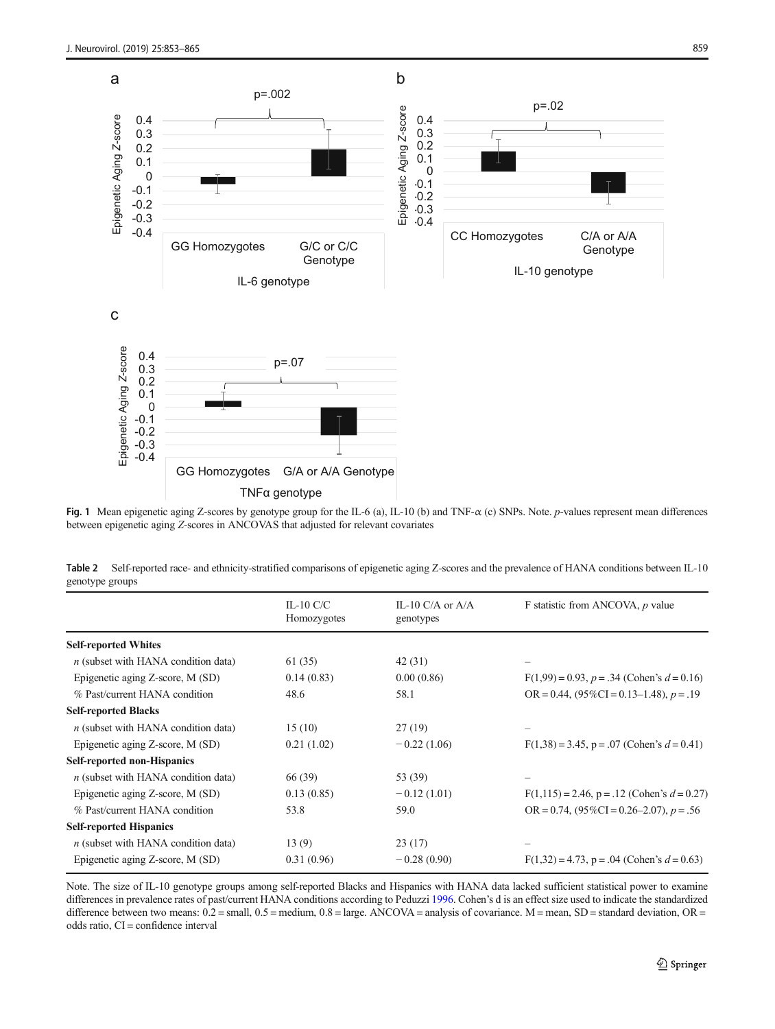**Fig. 1** Mean epigenetic aging Z-scores by genotype group for the IL-6 (a), IL-10 (b) and TNF-α (c) SNPs. Note. *p*-values represent mean differences between epigenetic aging *Z*-scores in ANCOVAS that adjusted for relevant covariates

**Table 2** Self-reported race- and ethnicity-stratified comparisons of epigenetic aging Z-scores and the prevalence of HANA conditions between IL-10 genotype groups

| | IL-10 C/C Homozygotes | IL-10 C/A or A/A genotypes | F statistic from ANCOVA, *p* value |
|---|---|---|---|
| **Self-reported Whites** | | | |
| *n* (subset with HANA condition data) | 61 (35) | 42 (31) | – |
| Epigenetic aging Z-score, M (SD) | 0.14 (0.83) | 0.00 (0.86) | $F(1,99) = 0.93$, $p = .34$ (Cohen's $d = 0.16$) |
| % Past/current HANA condition | 48.6 | 58.1 | OR = 0.44, (95%CI = 0.13–1.48), $p = .19$ |
| **Self-reported Blacks** | | | |
| *n* (subset with HANA condition data) | 15 (10) | 27 (19) | – |
| Epigenetic aging Z-score, M (SD) | 0.21 (1.02) | −0.22 (1.06) | $F(1,38) = 3.45$, $p = .07$ (Cohen's $d = 0.41$) |
| **Self-reported non-Hispanics** | | | |
| *n* (subset with HANA condition data) | 66 (39) | 53 (39) | – |
| Epigenetic aging Z-score, M (SD) | 0.13 (0.85) | −0.12 (1.01) | $F(1,115) = 2.46$, $p = .12$ (Cohen's $d = 0.27$) |
| % Past/current HANA condition | 53.8 | 59.0 | OR = 0.74, (95%CI = 0.26–2.07), $p = .56$ |
| **Self-reported Hispanics** | | | |
| *n* (subset with HANA condition data) | 13 (9) | 23 (17) | – |
| Epigenetic aging Z-score, M (SD) | 0.31 (0.96) | −0.28 (0.90) | $F(1,32) = 4.73$, $p = .04$ (Cohen's $d = 0.63$) |

Note. The size of IL-10 genotype groups among self-reported Blacks and Hispanics with HANA data lacked sufficient statistical power to examine differences in prevalence rates of past/current HANA conditions according to Peduzzi 1996. Cohen's d is an effect size used to indicate the standardized difference between two means: 0.2 = small, 0.5 = medium, 0.8 = large. ANCOVA = analysis of covariance. M = mean, SD = standard deviation, OR = odds ratio, CI = confidence interval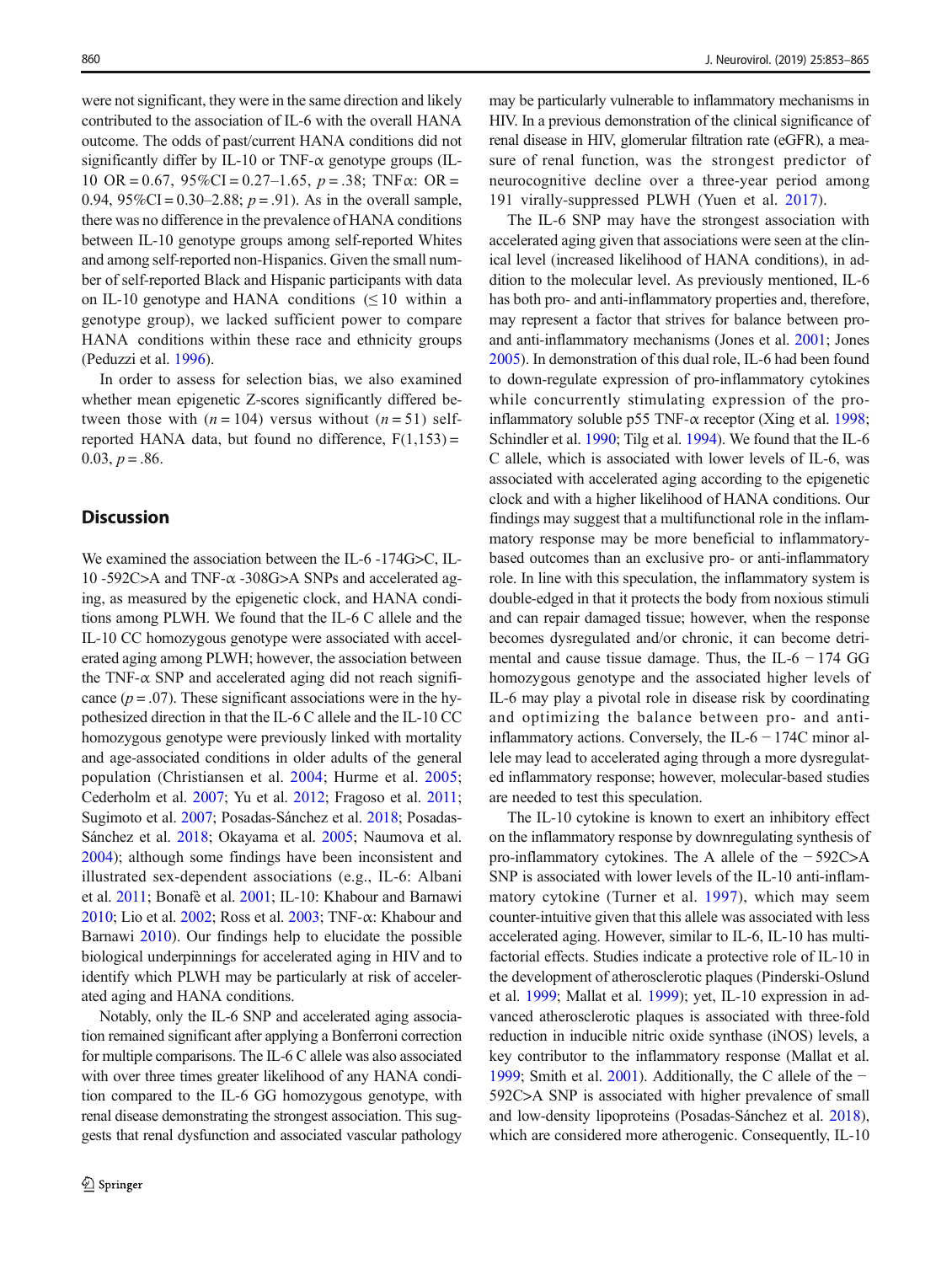were not significant, they were in the same direction and likely contributed to the association of IL-6 with the overall HANA outcome. The odds of past/current HANA conditions did not significantly differ by IL-10 or TNF-α genotype groups (IL-10 OR = 0.67, 95%CI = 0.27–1.65, $p = .38$; TNFα: OR = 0.94, 95%CI = 0.30–2.88; $p = .91$). As in the overall sample, there was no difference in the prevalence of HANA conditions between IL-10 genotype groups among self-reported Whites and among self-reported non-Hispanics. Given the small number of self-reported Black and Hispanic participants with data on IL-10 genotype and HANA conditions (≤ 10 within a genotype group), we lacked sufficient power to compare HANA conditions within these race and ethnicity groups (Peduzzi et al. 1996).

In order to assess for selection bias, we also examined whether mean epigenetic Z-scores significantly differed between those with ($n = 104$) versus without ($n = 51$) self-reported HANA data, but found no difference, $F(1,153) = 0.03$, $p = .86$.

## Discussion

We examined the association between the IL-6 -174G>C, IL-10 -592C>A and TNF-α -308G>A SNPs and accelerated aging, as measured by the epigenetic clock, and HANA conditions among PLWH. We found that the IL-6 C allele and the IL-10 CC homozygous genotype were associated with accelerated aging among PLWH; however, the association between the TNF-α SNP and accelerated aging did not reach significance ($p = .07$). These significant associations were in the hypothesized direction in that the IL-6 C allele and the IL-10 CC homozygous genotype were previously linked with mortality and age-associated conditions in older adults of the general population (Christiansen et al. 2004; Hurme et al. 2005; Cederholm et al. 2007; Yu et al. 2012; Fragoso et al. 2011; Sugimoto et al. 2007; Posadas-Sánchez et al. 2018; Posadas-Sánchez et al. 2018; Okayama et al. 2005; Naumova et al. 2004); although some findings have been inconsistent and illustrated sex-dependent associations (e.g., IL-6: Albani et al. 2011; Bonafè et al. 2001; IL-10: Khabour and Barnawi 2010; Lio et al. 2002; Ross et al. 2003; TNF-α: Khabour and Barnawi 2010). Our findings help to elucidate the possible biological underpinnings for accelerated aging in HIV and to identify which PLWH may be particularly at risk of accelerated aging and HANA conditions.

Notably, only the IL-6 SNP and accelerated aging association remained significant after applying a Bonferroni correction for multiple comparisons. The IL-6 C allele was also associated with over three times greater likelihood of any HANA condition compared to the IL-6 GG homozygous genotype, with renal disease demonstrating the strongest association. This suggests that renal dysfunction and associated vascular pathology may be particularly vulnerable to inflammatory mechanisms in HIV. In a previous demonstration of the clinical significance of renal disease in HIV, glomerular filtration rate (eGFR), a measure of renal function, was the strongest predictor of neurocognitive decline over a three-year period among 191 virally-suppressed PLWH (Yuen et al. 2017).

The IL-6 SNP may have the strongest association with accelerated aging given that associations were seen at the clinical level (increased likelihood of HANA conditions), in addition to the molecular level. As previously mentioned, IL-6 has both pro- and anti-inflammatory properties and, therefore, may represent a factor that strives for balance between pro- and anti-inflammatory mechanisms (Jones et al. 2001; Jones 2005). In demonstration of this dual role, IL-6 had been found to down-regulate expression of pro-inflammatory cytokines while concurrently stimulating expression of the pro-inflammatory soluble p55 TNF-α receptor (Xing et al. 1998; Schindler et al. 1990; Tilg et al. 1994). We found that the IL-6 C allele, which is associated with lower levels of IL-6, was associated with accelerated aging according to the epigenetic clock and with a higher likelihood of HANA conditions. Our findings may suggest that a multifunctional role in the inflammatory response may be more beneficial to inflammatory-based outcomes than an exclusive pro- or anti-inflammatory role. In line with this speculation, the inflammatory system is double-edged in that it protects the body from noxious stimuli and can repair damaged tissue; however, when the response becomes dysregulated and/or chronic, it can become detrimental and cause tissue damage. Thus, the IL-6 − 174 GG homozygous genotype and the associated higher levels of IL-6 may play a pivotal role in disease risk by coordinating and optimizing the balance between pro- and anti-inflammatory actions. Conversely, the IL-6 − 174C minor allele may lead to accelerated aging through a more dysregulated inflammatory response; however, molecular-based studies are needed to test this speculation.

The IL-10 cytokine is known to exert an inhibitory effect on the inflammatory response by downregulating synthesis of pro-inflammatory cytokines. The A allele of the − 592C>A SNP is associated with lower levels of the IL-10 anti-inflammatory cytokine (Turner et al. 1997), which may seem counter-intuitive given that this allele was associated with less accelerated aging. However, similar to IL-6, IL-10 has multifactorial effects. Studies indicate a protective role of IL-10 in the development of atherosclerotic plaques (Pinderski-Oslund et al. 1999; Mallat et al. 1999); yet, IL-10 expression in advanced atherosclerotic plaques is associated with three-fold reduction in inducible nitric oxide synthase (iNOS) levels, a key contributor to the inflammatory response (Mallat et al. 1999; Smith et al. 2001). Additionally, the C allele of the − 592C>A SNP is associated with higher prevalence of small and low-density lipoproteins (Posadas-Sánchez et al. 2018), which are considered more atherogenic. Consequently, IL-10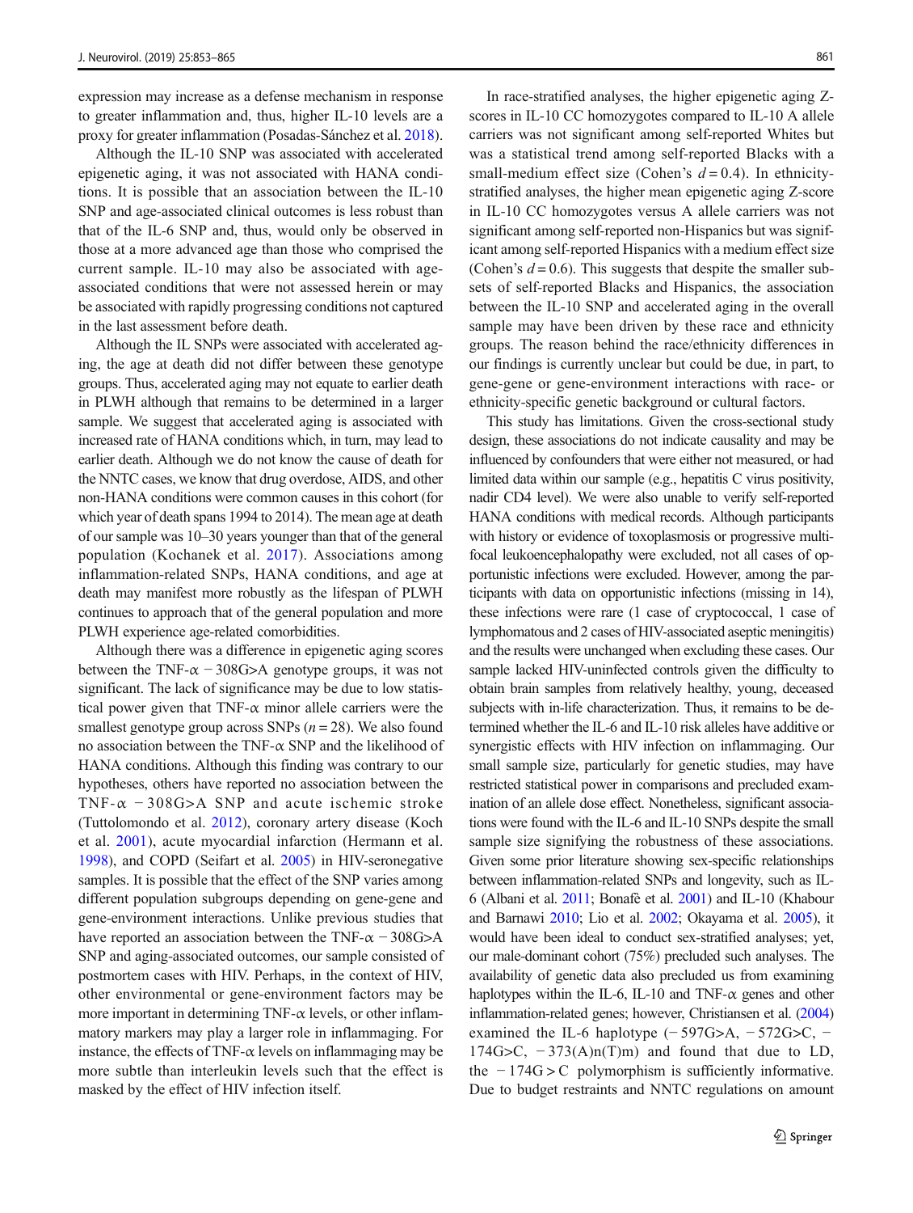expression may increase as a defense mechanism in response to greater inflammation and, thus, higher IL-10 levels are a proxy for greater inflammation (Posadas-Sánchez et al. 2018).

Although the IL-10 SNP was associated with accelerated epigenetic aging, it was not associated with HANA conditions. It is possible that an association between the IL-10 SNP and age-associated clinical outcomes is less robust than that of the IL-6 SNP and, thus, would only be observed in those at a more advanced age than those who comprised the current sample. IL-10 may also be associated with age-associated conditions that were not assessed herein or may be associated with rapidly progressing conditions not captured in the last assessment before death.

Although the IL SNPs were associated with accelerated aging, the age at death did not differ between these genotype groups. Thus, accelerated aging may not equate to earlier death in PLWH although that remains to be determined in a larger sample. We suggest that accelerated aging is associated with increased rate of HANA conditions which, in turn, may lead to earlier death. Although we do not know the cause of death for the NNTC cases, we know that drug overdose, AIDS, and other non-HANA conditions were common causes in this cohort (for which year of death spans 1994 to 2014). The mean age at death of our sample was 10–30 years younger than that of the general population (Kochanek et al. 2017). Associations among inflammation-related SNPs, HANA conditions, and age at death may manifest more robustly as the lifespan of PLWH continues to approach that of the general population and more PLWH experience age-related comorbidities.

Although there was a difference in epigenetic aging scores between the TNF-α −308G>A genotype groups, it was not significant. The lack of significance may be due to low statistical power given that TNF-α minor allele carriers were the smallest genotype group across SNPs ($n = 28$). We also found no association between the TNF-α SNP and the likelihood of HANA conditions. Although this finding was contrary to our hypotheses, others have reported no association between the TNF-α −308G>A SNP and acute ischemic stroke (Tuttolomondo et al. 2012), coronary artery disease (Koch et al. 2001), acute myocardial infarction (Hermann et al. 1998), and COPD (Seifart et al. 2005) in HIV-seronegative samples. It is possible that the effect of the SNP varies among different population subgroups depending on gene-gene and gene-environment interactions. Unlike previous studies that have reported an association between the TNF-α −308G>A SNP and aging-associated outcomes, our sample consisted of postmortem cases with HIV. Perhaps, in the context of HIV, other environmental or gene-environment factors may be more important in determining TNF-α levels, or other inflammatory markers may play a larger role in inflammaging. For instance, the effects of TNF-α levels on inflammaging may be more subtle than interleukin levels such that the effect is masked by the effect of HIV infection itself.

In race-stratified analyses, the higher epigenetic aging Z-scores in IL-10 CC homozygotes compared to IL-10 A allele carriers was not significant among self-reported Whites but was a statistical trend among self-reported Blacks with a small-medium effect size (Cohen's $d = 0.4$). In ethnicity-stratified analyses, the higher mean epigenetic aging Z-score in IL-10 CC homozygotes versus A allele carriers was not significant among self-reported non-Hispanics but was significant among self-reported Hispanics with a medium effect size (Cohen's $d = 0.6$). This suggests that despite the smaller subsets of self-reported Blacks and Hispanics, the association between the IL-10 SNP and accelerated aging in the overall sample may have been driven by these race and ethnicity groups. The reason behind the race/ethnicity differences in our findings is currently unclear but could be due, in part, to gene-gene or gene-environment interactions with race- or ethnicity-specific genetic background or cultural factors.

This study has limitations. Given the cross-sectional study design, these associations do not indicate causality and may be influenced by confounders that were either not measured, or had limited data within our sample (e.g., hepatitis C virus positivity, nadir CD4 level). We were also unable to verify self-reported HANA conditions with medical records. Although participants with history or evidence of toxoplasmosis or progressive multifocal leukoencephalopathy were excluded, not all cases of opportunistic infections were excluded. However, among the participants with data on opportunistic infections (missing in 14), these infections were rare (1 case of cryptococcal, 1 case of lymphomatous and 2 cases of HIV-associated aseptic meningitis) and the results were unchanged when excluding these cases. Our sample lacked HIV-uninfected controls given the difficulty to obtain brain samples from relatively healthy, young, deceased subjects with in-life characterization. Thus, it remains to be determined whether the IL-6 and IL-10 risk alleles have additive or synergistic effects with HIV infection on inflammaging. Our small sample size, particularly for genetic studies, may have restricted statistical power in comparisons and precluded examination of an allele dose effect. Nonetheless, significant associations were found with the IL-6 and IL-10 SNPs despite the small sample size signifying the robustness of these associations. Given some prior literature showing sex-specific relationships between inflammation-related SNPs and longevity, such as IL-6 (Albani et al. 2011; Bonafè et al. 2001) and IL-10 (Khabour and Barnawi 2010; Lio et al. 2002; Okayama et al. 2005), it would have been ideal to conduct sex-stratified analyses; yet, our male-dominant cohort (75%) precluded such analyses. The availability of genetic data also precluded us from examining haplotypes within the IL-6, IL-10 and TNF-α genes and other inflammation-related genes; however, Christiansen et al. (2004) examined the IL-6 haplotype (−597G>A, −572G>C, −174G>C, −373(A)n(T)m) and found that due to LD, the −174G > C polymorphism is sufficiently informative. Due to budget restraints and NNTC regulations on amount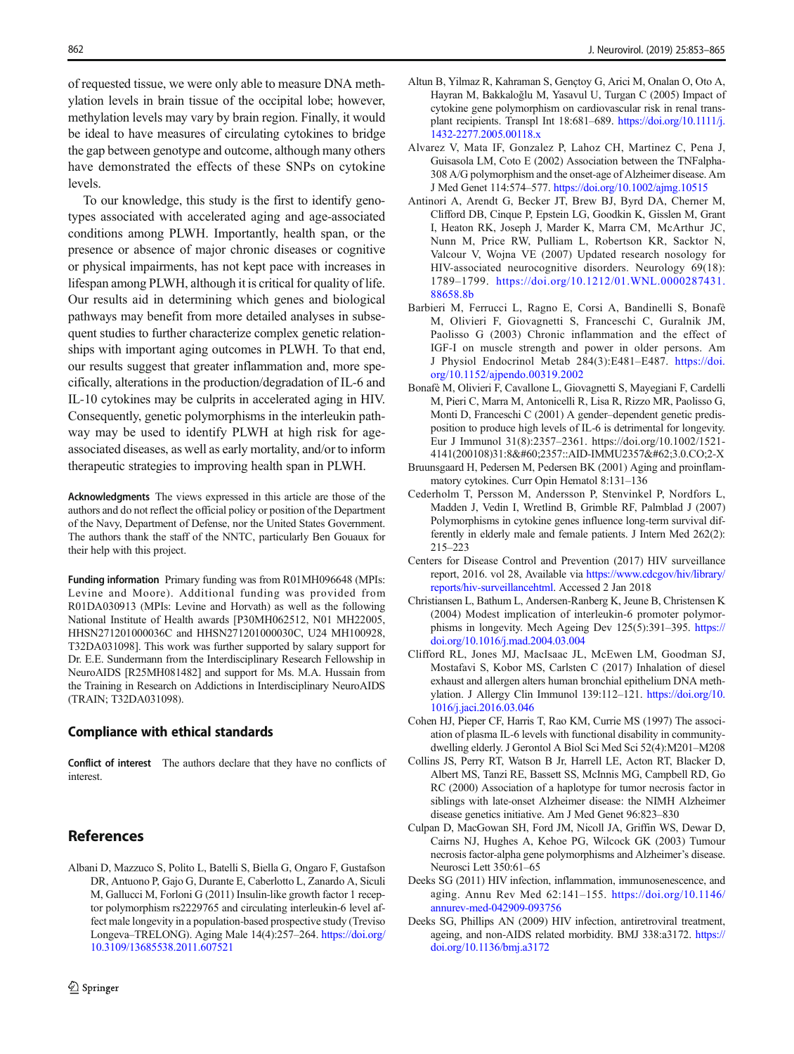of requested tissue, we were only able to measure DNA methylation levels in brain tissue of the occipital lobe; however, methylation levels may vary by brain region. Finally, it would be ideal to have measures of circulating cytokines to bridge the gap between genotype and outcome, although many others have demonstrated the effects of these SNPs on cytokine levels.

To our knowledge, this study is the first to identify genotypes associated with accelerated aging and age-associated conditions among PLWH. Importantly, health span, or the presence or absence of major chronic diseases or cognitive or physical impairments, has not kept pace with increases in lifespan among PLWH, although it is critical for quality of life. Our results aid in determining which genes and biological pathways may benefit from more detailed analyses in subsequent studies to further characterize complex genetic relationships with important aging outcomes in PLWH. To that end, our results suggest that greater inflammation and, more specifically, alterations in the production/degradation of IL-6 and IL-10 cytokines may be culprits in accelerated aging in HIV. Consequently, genetic polymorphisms in the interleukin pathway may be used to identify PLWH at high risk for age-associated diseases, as well as early mortality, and/or to inform therapeutic strategies to improving health span in PLWH.

**Acknowledgments** The views expressed in this article are those of the authors and do not reflect the official policy or position of the Department of the Navy, Department of Defense, nor the United States Government. The authors thank the staff of the NNTC, particularly Ben Gouaux for their help with this project.

**Funding information** Primary funding was from R01MH096648 (MPIs: Levine and Moore). Additional funding was provided from R01DA030913 (MPIs: Levine and Horvath) as well as the following National Institute of Health awards [P30MH062512, N01 MH22005, HHSN271201000036C and HHSN271201000030C, U24 MH100928, T32DA031098]. This work was further supported by salary support for Dr. E.E. Sundermann from the Interdisciplinary Research Fellowship in NeuroAIDS [R25MH081482] and support for Ms. M.A. Hussain from the Training in Research on Addictions in Interdisciplinary NeuroAIDS (TRAIN; T32DA031098).

## Compliance with ethical standards

**Conflict of interest** The authors declare that they have no conflicts of interest.

## References

Albani D, Mazzuco S, Polito L, Batelli S, Biella G, Ongaro F, Gustafson DR, Antuono P, Gajo G, Durante E, Caberlotto L, Zanardo A, Siculi M, Gallucci M, Forloni G (2011) Insulin-like growth factor 1 receptor polymorphism rs2229765 and circulating interleukin-6 level affect male longevity in a population-based prospective study (Treviso Longeva–TRELONG). Aging Male 14(4):257–264. https://doi.org/10.3109/13685538.2011.607521

Altun B, Yilmaz R, Kahraman S, Gençtoy G, Arici M, Onalan O, Oto A, Hayran M, Bakkaloğlu M, Yasavul U, Turgan C (2005) Impact of cytokine gene polymorphism on cardiovascular risk in renal transplant recipients. Transpl Int 18:681–689. https://doi.org/10.1111/j.1432-2277.2005.00118.x

Alvarez V, Mata IF, Gonzalez P, Lahoz CH, Martinez C, Pena J, Guisasola LM, Coto E (2002) Association between the TNFalpha-308 A/G polymorphism and the onset-age of Alzheimer disease. Am J Med Genet 114:574–577. https://doi.org/10.1002/ajmg.10515

Antinori A, Arendt G, Becker JT, Brew BJ, Byrd DA, Cherner M, Clifford DB, Cinque P, Epstein LG, Goodkin K, Gisslen M, Grant I, Heaton RK, Joseph J, Marder K, Marra CM, McArthur JC, Nunn M, Price RW, Pulliam L, Robertson KR, Sacktor N, Valcour V, Wojna VE (2007) Updated research nosology for HIV-associated neurocognitive disorders. Neurology 69(18):1789–1799. https://doi.org/10.1212/01.WNL.0000287431.88658.8b

Barbieri M, Ferrucci L, Ragno E, Corsi A, Bandinelli S, Bonafè M, Olivieri F, Giovagnetti S, Franceschi C, Guralnik JM, Paolisso G (2003) Chronic inflammation and the effect of IGF-I on muscle strength and power in older persons. Am J Physiol Endocrinol Metab 284(3):E481–E487. https://doi.org/10.1152/ajpendo.00319.2002

Bonafè M, Olivieri F, Cavallone L, Giovagnetti S, Mayegiani F, Cardelli M, Pieri C, Marra M, Antonicelli R, Lisa R, Rizzo MR, Paolisso G, Monti D, Franceschi C (2001) A gender–dependent genetic predisposition to produce high levels of IL-6 is detrimental for longevity. Eur J Immunol 31(8):2357–2361. https://doi.org/10.1002/1521-4141(200108)31:8&#60;2357::AID-IMMU2357&#62;3.0.CO;2-X

Bruunsgaard H, Pedersen M, Pedersen BK (2001) Aging and proinflammatory cytokines. Curr Opin Hematol 8:131–136

Cederholm T, Persson M, Andersson P, Stenvinkel P, Nordfors L, Madden J, Vedin I, Wretlind B, Grimble RF, Palmblad J (2007) Polymorphisms in cytokine genes influence long-term survival differently in elderly male and female patients. J Intern Med 262(2):215–223

Centers for Disease Control and Prevention (2017) HIV surveillance report, 2016. vol 28, Available via https://www.cdcgov/hiv/library/reports/hiv-surveillancehtml. Accessed 2 Jan 2018

Christiansen L, Bathum L, Andersen-Ranberg K, Jeune B, Christensen K (2004) Modest implication of interleukin-6 promoter polymorphisms in longevity. Mech Ageing Dev 125(5):391–395. https://doi.org/10.1016/j.mad.2004.03.004

Clifford RL, Jones MJ, MacIsaac JL, McEwen LM, Goodman SJ, Mostafavi S, Kobor MS, Carlsten C (2017) Inhalation of diesel exhaust and allergen alters human bronchial epithelium DNA methylation. J Allergy Clin Immunol 139:112–121. https://doi.org/10.1016/j.jaci.2016.03.046

Cohen HJ, Pieper CF, Harris T, Rao KM, Currie MS (1997) The association of plasma IL-6 levels with functional disability in community-dwelling elderly. J Gerontol A Biol Sci Med Sci 52(4):M201–M208

Collins JS, Perry RT, Watson B Jr, Harrell LE, Acton RT, Blacker D, Albert MS, Tanzi RE, Bassett SS, McInnis MG, Campbell RD, Go RC (2000) Association of a haplotype for tumor necrosis factor in siblings with late-onset Alzheimer disease: the NIMH Alzheimer disease genetics initiative. Am J Med Genet 96:823–830

Culpan D, MacGowan SH, Ford JM, Nicoll JA, Griffin WS, Dewar D, Cairns NJ, Hughes A, Kehoe PG, Wilcock GK (2003) Tumour necrosis factor-alpha gene polymorphisms and Alzheimer's disease. Neurosci Lett 350:61–65

Deeks SG (2011) HIV infection, inflammation, immunosenescence, and aging. Annu Rev Med 62:141–155. https://doi.org/10.1146/annurev-med-042909-093756

Deeks SG, Phillips AN (2009) HIV infection, antiretroviral treatment, ageing, and non-AIDS related morbidity. BMJ 338:a3172. https://doi.org/10.1136/bmj.a3172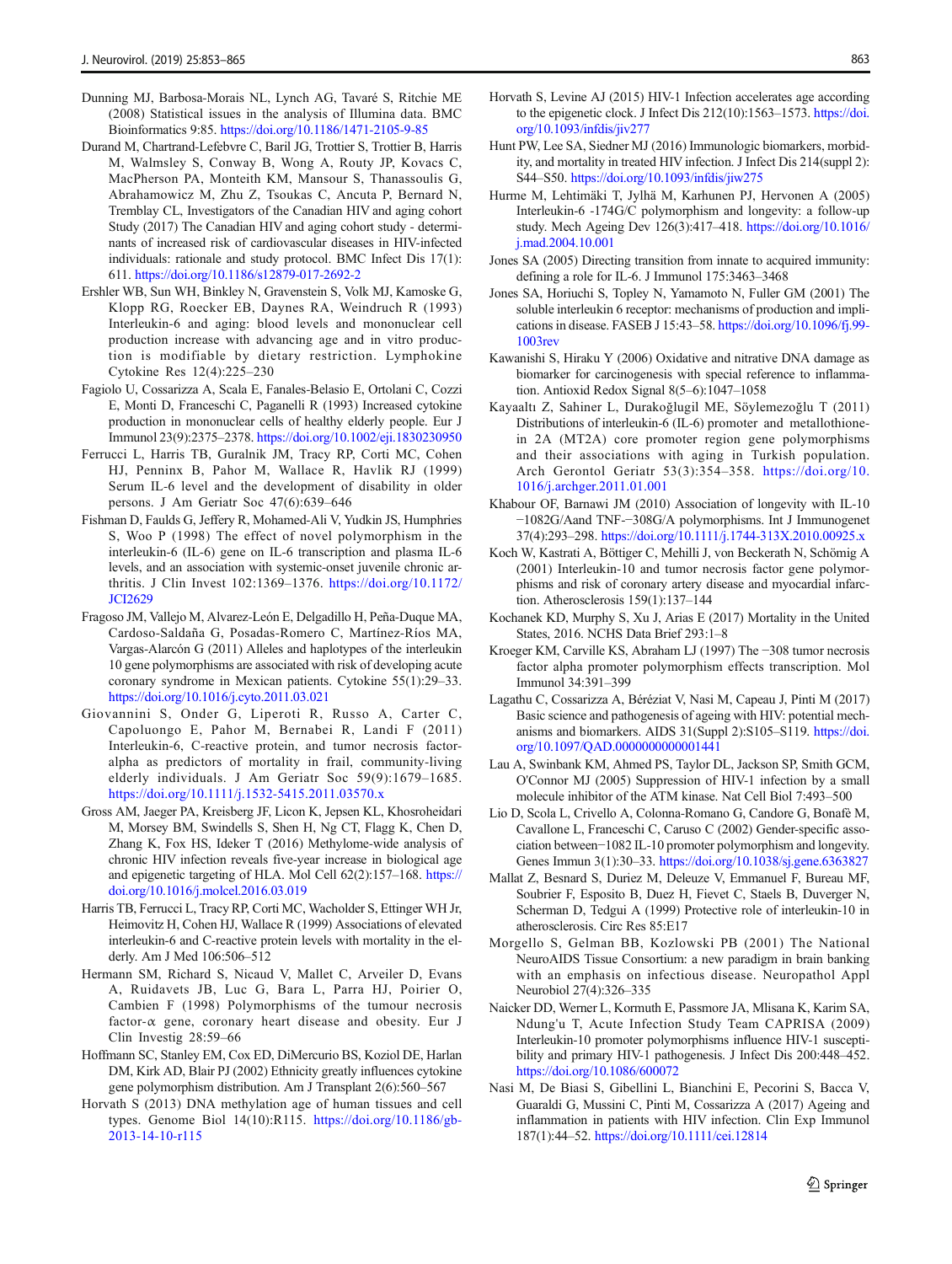Dunning MJ, Barbosa-Morais NL, Lynch AG, Tavaré S, Ritchie ME (2008) Statistical issues in the analysis of Illumina data. BMC Bioinformatics 9:85. https://doi.org/10.1186/1471-2105-9-85

Durand M, Chartrand-Lefebvre C, Baril JG, Trottier S, Trottier B, Harris M, Walmsley S, Conway B, Wong A, Routy JP, Kovacs C, MacPherson PA, Monteith KM, Mansour S, Thanassoulis G, Abrahamowicz M, Zhu Z, Tsoukas C, Ancuta P, Bernard N, Tremblay CL, Investigators of the Canadian HIV and aging cohort Study (2017) The Canadian HIV and aging cohort study - determinants of increased risk of cardiovascular diseases in HIV-infected individuals: rationale and study protocol. BMC Infect Dis 17(1): 611. https://doi.org/10.1186/s12879-017-2692-2

Ershler WB, Sun WH, Binkley N, Gravenstein S, Volk MJ, Kamoske G, Klopp RG, Roecker EB, Daynes RA, Weindruch R (1993) Interleukin-6 and aging: blood levels and mononuclear cell production increase with advancing age and in vitro production is modifiable by dietary restriction. Lymphokine Cytokine Res 12(4):225–230

Fagiolo U, Cossarizza A, Scala E, Fanales-Belasio E, Ortolani C, Cozzi E, Monti D, Franceschi C, Paganelli R (1993) Increased cytokine production in mononuclear cells of healthy elderly people. Eur J Immunol 23(9):2375–2378. https://doi.org/10.1002/eji.1830230950

Ferrucci L, Harris TB, Guralnik JM, Tracy RP, Corti MC, Cohen HJ, Penninx B, Pahor M, Wallace R, Havlik RJ (1999) Serum IL-6 level and the development of disability in older persons. J Am Geriatr Soc 47(6):639–646

Fishman D, Faulds G, Jeffery R, Mohamed-Ali V, Yudkin JS, Humphries S, Woo P (1998) The effect of novel polymorphism in the interleukin-6 (IL-6) gene on IL-6 transcription and plasma IL-6 levels, and an association with systemic-onset juvenile chronic arthritis. J Clin Invest 102:1369–1376. https://doi.org/10.1172/JCI2629

Fragoso JM, Vallejo M, Alvarez-León E, Delgadillo H, Peña-Duque MA, Cardoso-Saldaña G, Posadas-Romero C, Martínez-Ríos MA, Vargas-Alarcón G (2011) Alleles and haplotypes of the interleukin 10 gene polymorphisms are associated with risk of developing acute coronary syndrome in Mexican patients. Cytokine 55(1):29–33. https://doi.org/10.1016/j.cyto.2011.03.021

Giovannini S, Onder G, Liperoti R, Russo A, Carter C, Capoluongo E, Pahor M, Bernabei R, Landi F (2011) Interleukin-6, C-reactive protein, and tumor necrosis factor-alpha as predictors of mortality in frail, community-living elderly individuals. J Am Geriatr Soc 59(9):1679–1685. https://doi.org/10.1111/j.1532-5415.2011.03570.x

Gross AM, Jaeger PA, Kreisberg JF, Licon K, Jepsen KL, Khosroheidari M, Morsey BM, Swindells S, Shen H, Ng CT, Flagg K, Chen D, Zhang K, Fox HS, Ideker T (2016) Methylome-wide analysis of chronic HIV infection reveals five-year increase in biological age and epigenetic targeting of HLA. Mol Cell 62(2):157–168. https://doi.org/10.1016/j.molcel.2016.03.019

Harris TB, Ferrucci L, Tracy RP, Corti MC, Wacholder S, Ettinger WH Jr, Heimovitz H, Cohen HJ, Wallace R (1999) Associations of elevated interleukin-6 and C-reactive protein levels with mortality in the elderly. Am J Med 106:506–512

Hermann SM, Richard S, Nicaud V, Mallet C, Arveiler D, Evans A, Ruidavets JB, Luc G, Bara L, Parra HJ, Poirier O, Cambien F (1998) Polymorphisms of the tumour necrosis factor-α gene, coronary heart disease and obesity. Eur J Clin Investig 28:59–66

Hoffmann SC, Stanley EM, Cox ED, DiMercurio BS, Koziol DE, Harlan DM, Kirk AD, Blair PJ (2002) Ethnicity greatly influences cytokine gene polymorphism distribution. Am J Transplant 2(6):560–567

Horvath S (2013) DNA methylation age of human tissues and cell types. Genome Biol 14(10):R115. https://doi.org/10.1186/gb-2013-14-10-r115

Horvath S, Levine AJ (2015) HIV-1 Infection accelerates age according to the epigenetic clock. J Infect Dis 212(10):1563–1573. https://doi.org/10.1093/infdis/jiv277

Hunt PW, Lee SA, Siedner MJ (2016) Immunologic biomarkers, morbidity, and mortality in treated HIV infection. J Infect Dis 214(suppl 2): S44–S50. https://doi.org/10.1093/infdis/jiw275

Hurme M, Lehtimäki T, Jylhä M, Karhunen PJ, Hervonen A (2005) Interleukin-6 -174G/C polymorphism and longevity: a follow-up study. Mech Ageing Dev 126(3):417–418. https://doi.org/10.1016/j.mad.2004.10.001

Jones SA (2005) Directing transition from innate to acquired immunity: defining a role for IL-6. J Immunol 175:3463–3468

Jones SA, Horiuchi S, Topley N, Yamamoto N, Fuller GM (2001) The soluble interleukin 6 receptor: mechanisms of production and implications in disease. FASEB J 15:43–58. https://doi.org/10.1096/fj.99-1003rev

Kawanishi S, Hiraku Y (2006) Oxidative and nitrative DNA damage as biomarker for carcinogenesis with special reference to inflammation. Antioxid Redox Signal 8(5–6):1047–1058

Kayaaltı Z, Sahiner L, Durakoğlugil ME, Söylemezoğlu T (2011) Distributions of interleukin-6 (IL-6) promoter and metallothionein 2A (MT2A) core promoter region gene polymorphisms and their associations with aging in Turkish population. Arch Gerontol Geriatr 53(3):354–358. https://doi.org/10.1016/j.archger.2011.01.001

Khabour OF, Barnawi JM (2010) Association of longevity with IL-10 −1082G/Aand TNF-−308G/A polymorphisms. Int J Immunogenet 37(4):293–298. https://doi.org/10.1111/j.1744-313X.2010.00925.x

Koch W, Kastrati A, Böttiger C, Mehilli J, von Beckerath N, Schömig A (2001) Interleukin-10 and tumor necrosis factor gene polymorphisms and risk of coronary artery disease and myocardial infarction. Atherosclerosis 159(1):137–144

Kochanek KD, Murphy S, Xu J, Arias E (2017) Mortality in the United States, 2016. NCHS Data Brief 293:1–8

Kroeger KM, Carville KS, Abraham LJ (1997) The −308 tumor necrosis factor alpha promoter polymorphism effects transcription. Mol Immunol 34:391–399

Lagathu C, Cossarizza A, Béréziat V, Nasi M, Capeau J, Pinti M (2017) Basic science and pathogenesis of ageing with HIV: potential mechanisms and biomarkers. AIDS 31(Suppl 2):S105–S119. https://doi.org/10.1097/QAD.0000000000001441

Lau A, Swinbank KM, Ahmed PS, Taylor DL, Jackson SP, Smith GCM, O'Connor MJ (2005) Suppression of HIV-1 infection by a small molecule inhibitor of the ATM kinase. Nat Cell Biol 7:493–500

Lio D, Scola L, Crivello A, Colonna-Romano G, Candore G, Bonafè M, Cavallone L, Franceschi C, Caruso C (2002) Gender-specific association between−1082 IL-10 promoter polymorphism and longevity. Genes Immun 3(1):30–33. https://doi.org/10.1038/sj.gene.6363827

Mallat Z, Besnard S, Duriez M, Deleuze V, Emmanuel F, Bureau MF, Soubrier F, Esposito B, Duez H, Fievet C, Staels B, Duverger N, Scherman D, Tedgui A (1999) Protective role of interleukin-10 in atherosclerosis. Circ Res 85:E17

Morgello S, Gelman BB, Kozlowski PB (2001) The National NeuroAIDS Tissue Consortium: a new paradigm in brain banking with an emphasis on infectious disease. Neuropathol Appl Neurobiol 27(4):326–335

Naicker DD, Werner L, Kormuth E, Passmore JA, Mlisana K, Karim SA, Ndung'u T, Acute Infection Study Team CAPRISA (2009) Interleukin-10 promoter polymorphisms influence HIV-1 susceptibility and primary HIV-1 pathogenesis. J Infect Dis 200:448–452. https://doi.org/10.1086/600072

Nasi M, De Biasi S, Gibellini L, Bianchini E, Pecorini S, Bacca V, Guaraldi G, Mussini C, Pinti M, Cossarizza A (2017) Ageing and inflammation in patients with HIV infection. Clin Exp Immunol 187(1):44–52. https://doi.org/10.1111/cei.12814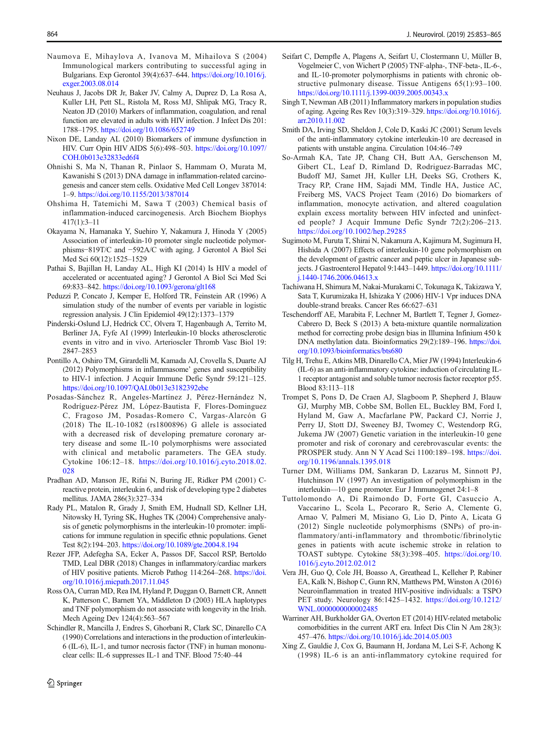Naumova E, Mihaylova A, Ivanova M, Mihailova S (2004) Immunological markers contributing to successful aging in Bulgarians. Exp Gerontol 39(4):637–644. https://doi.org/10.1016/j.exger.2003.08.014

Neuhaus J, Jacobs DR Jr, Baker JV, Calmy A, Duprez D, La Rosa A, Kuller LH, Pett SL, Ristola M, Ross MJ, Shlipak MG, Tracy R, Neaton JD (2010) Markers of inflammation, coagulation, and renal function are elevated in adults with HIV infection. J Infect Dis 201: 1788–1795. https://doi.org/10.1086/652749

Nixon DE, Landay AL (2010) Biomarkers of immune dysfunction in HIV. Curr Opin HIV AIDS 5(6):498–503. https://doi.org/10.1097/COH.0b013e32833ed6f4

Ohnishi S, Ma N, Thanan R, Pinlaor S, Hammam O, Murata M, Kawanishi S (2013) DNA damage in inflammation-related carcinogenesis and cancer stem cells. Oxidative Med Cell Longev 387014: 1–9. https://doi.org/10.1155/2013/387014

Ohshima H, Tatemichi M, Sawa T (2003) Chemical basis of inflammation-induced carcinogenesis. Arch Biochem Biophys 417(1):3–11

Okayama N, Hamanaka Y, Suehiro Y, Nakamura J, Hinoda Y (2005) Association of interleukin-10 promoter single nucleotide polymorphisms−819T/C and −592A/C with aging. J Gerontol A Biol Sci Med Sci 60(12):1525–1529

Pathai S, Bajillan H, Landay AL, High KI (2014) Is HIV a model of accelerated or accentuated aging? J Gerontol A Biol Sci Med Sci 69:833–842. https://doi.org/10.1093/gerona/glt168

Peduzzi P, Concato J, Kemper E, Holford TR, Feinstein AR (1996) A simulation study of the number of events per variable in logistic regression analysis. J Clin Epidemiol 49(12):1373–1379

Pinderski-Oslund LJ, Hedrick CC, Olvera T, Hagenbaugh A, Territo M, Berliner JA, Fyfe AI (1999) Interleukin-10 blocks atherosclerotic events in vitro and in vivo. Arterioscler Thromb Vasc Biol 19: 2847–2853

Pontillo A, Oshiro TM, Girardelli M, Kamada AJ, Crovella S, Duarte AJ (2012) Polymorphisms in inflammasome' genes and susceptibility to HIV-1 infection. J Acquir Immune Defic Syndr 59:121–125. https://doi.org/10.1097/QAI.0b013e3182392ebe

Posadas-Sánchez R, Angeles-Martínez J, Pérez-Hernández N, Rodríguez-Pérez JM, López-Bautista F, Flores-Dominguez C, Fragoso JM, Posadas-Romero C, Vargas-Alarcón G (2018) The IL-10-1082 (rs1800896) G allele is associated with a decreased risk of developing premature coronary artery disease and some IL-10 polymorphisms were associated with clinical and metabolic parameters. The GEA study. Cytokine 106:12–18. https://doi.org/10.1016/j.cyto.2018.02.028

Pradhan AD, Manson JE, Rifai N, Buring JE, Ridker PM (2001) C-reactive protein, interleukin 6, and risk of developing type 2 diabetes mellitus. JAMA 286(3):327–334

Rady PL, Matalon R, Grady J, Smith EM, Hudnall SD, Kellner LH, Nitowsky H, Tyring SK, Hughes TK (2004) Comprehensive analysis of genetic polymorphisms in the interleukin-10 promoter: implications for immune regulation in specific ethnic populations. Genet Test 8(2):194–203. https://doi.org/10.1089/gte.2004.8.194

Rezer JFP, Adefegha SA, Ecker A, Passos DF, Saccol RSP, Bertoldo TMD, Leal DBR (2018) Changes in inflammatory/cardiac markers of HIV positive patients. Microb Pathog 114:264–268. https://doi.org/10.1016/j.micpath.2017.11.045

Ross OA, Curran MD, Rea IM, Hyland P, Duggan O, Barnett CR, Annett K, Patterson C, Barnett YA, Middleton D (2003) HLA haplotypes and TNF polymorphism do not associate with longevity in the Irish. Mech Ageing Dev 124(4):563–567

Schindler R, Mancilla J, Endres S, Ghorbani R, Clark SC, Dinarello CA (1990) Correlations and interactions in the production of interleukin-6 (IL-6), IL-1, and tumor necrosis factor (TNF) in human mononuclear cells: IL-6 suppresses IL-1 and TNF. Blood 75:40–44

Seifart C, Dempfle A, Plagens A, Seifart U, Clostermann U, Müller B, Vogelmeier C, von Wichert P (2005) TNF-alpha-, TNF-beta-, IL-6-, and IL-10-promoter polymorphisms in patients with chronic obstructive pulmonary disease. Tissue Antigens 65(1):93–100. https://doi.org/10.1111/j.1399-0039.2005.00343.x

Singh T, Newman AB (2011) Inflammatory markers in population studies of aging. Ageing Res Rev 10(3):319–329. https://doi.org/10.1016/j.arr.2010.11.002

Smith DA, Irving SD, Sheldon J, Cole D, Kaski JC (2001) Serum levels of the anti-inflammatory cytokine interleukin-10 are decreased in patients with unstable angina. Circulation 104:46–749

So-Armah KA, Tate JP, Chang CH, Butt AA, Gerschenson M, Gibert CL, Leaf D, Rimland D, Rodriguez-Barradas MC, Budoff MJ, Samet JH, Kuller LH, Deeks SG, Crothers K, Tracy RP, Crane HM, Sajadi MM, Tindle HA, Justice AC, Freiberg MS, VACS Project Team (2016) Do biomarkers of inflammation, monocyte activation, and altered coagulation explain excess mortality between HIV infected and uninfected people? J Acquir Immune Defic Syndr 72(2):206–213. https://doi.org/10.1002/hep.29285

Sugimoto M, Furuta T, Shirai N, Nakamura A, Kajimura M, Sugimura H, Hishida A (2007) Effects of interleukin-10 gene polymorphism on the development of gastric cancer and peptic ulcer in Japanese subjects. J Gastroenterol Hepatol 9:1443–1449. https://doi.org/10.1111/j.1440-1746.2006.04613.x

Tachiwana H, Shimura M, Nakai-Murakami C, Tokunaga K, Takizawa Y, Sata T, Kurumizaka H, Ishizaka Y (2006) HIV-1 Vpr induces DNA double-strand breaks. Cancer Res 66:627–631

Teschendorff AE, Marabita F, Lechner M, Bartlett T, Tegner J, Gomez-Cabrero D, Beck S (2013) A beta-mixture quantile normalization method for correcting probe design bias in Illumina Infinium 450 k DNA methylation data. Bioinformatics 29(2):189–196. https://doi.org/10.1093/bioinformatics/bts680

Tilg H, Trehu E, Atkins MB, Dinarello CA, Mier JW (1994) Interleukin-6 (IL-6) as an anti-inflammatory cytokine: induction of circulating IL-1 receptor antagonist and soluble tumor necrosis factor receptor p55. Blood 83:113–118

Trompet S, Pons D, De Craen AJ, Slagboom P, Shepherd J, Blauw GJ, Murphy MB, Cobbe SM, Bollen EL, Buckley BM, Ford I, Hyland M, Gaw A, Macfarlane PW, Packard CJ, Norrie J, Perry IJ, Stott DJ, Sweeney BJ, Twomey C, Westendorp RG, Jukema JW (2007) Genetic variation in the interleukin-10 gene promoter and risk of coronary and cerebrovascular events: the PROSPER study. Ann N Y Acad Sci 1100:189–198. https://doi.org/10.1196/annals.1395.018

Turner DM, Williams DM, Sankaran D, Lazarus M, Sinnott PJ, Hutchinson IV (1997) An investigation of polymorphism in the interleukin—10 gene promoter. Eur J Immunogenet 24:1–8

Tuttolomondo A, Di Raimondo D, Forte GI, Casuccio A, Vaccarino L, Scola L, Pecoraro R, Serio A, Clemente G, Arnao V, Palmeri M, Misiano G, Lio D, Pinto A, Licata G (2012) Single nucleotide polymorphisms (SNPs) of pro-inflammatory/anti-inflammatory and thrombotic/fibrinolytic genes in patients with acute ischemic stroke in relation to TOAST subtype. Cytokine 58(3):398–405. https://doi.org/10.1016/j.cyto.2012.02.012

Vera JH, Guo Q, Cole JH, Boasso A, Greathead L, Kelleher P, Rabiner EA, Kalk N, Bishop C, Gunn RN, Matthews PM, Winston A (2016) Neuroinflammation in treated HIV-positive individuals: a TSPO PET study. Neurology 86:1425–1432. https://doi.org/10.1212/WNL.0000000000002485

Warriner AH, Burkholder GA, Overton ET (2014) HIV-related metabolic comorbidities in the current ART era. Infect Dis Clin N Am 28(3): 457–476. https://doi.org/10.1016/j.idc.2014.05.003

Xing Z, Gauldie J, Cox G, Baumann H, Jordana M, Lei S-F, Achong K (1998) IL-6 is an anti-inflammatory cytokine required for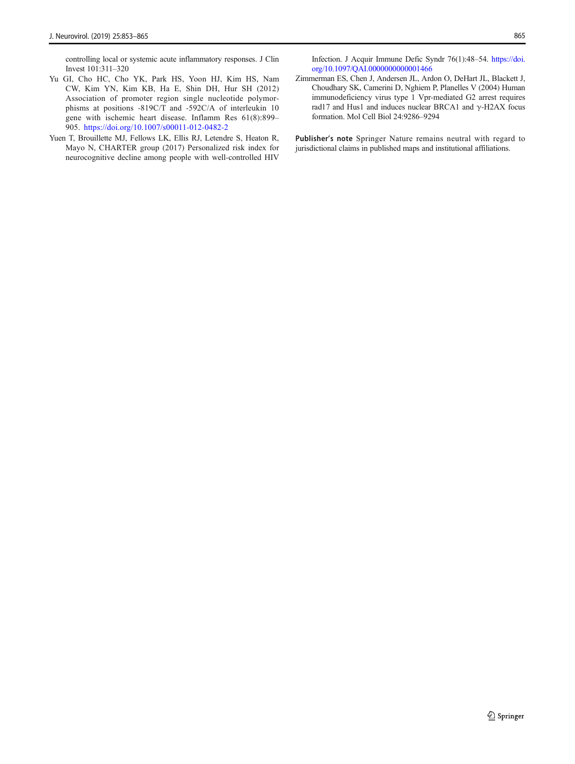controlling local or systemic acute inflammatory responses. J Clin Invest 101:311–320

Yu GI, Cho HC, Cho YK, Park HS, Yoon HJ, Kim HS, Nam CW, Kim YN, Kim KB, Ha E, Shin DH, Hur SH (2012) Association of promoter region single nucleotide polymorphisms at positions -819C/T and -592C/A of interleukin 10 gene with ischemic heart disease. Inflamm Res 61(8):899–905. https://doi.org/10.1007/s00011-012-0482-2

Yuen T, Brouillette MJ, Fellows LK, Ellis RJ, Letendre S, Heaton R, Mayo N, CHARTER group (2017) Personalized risk index for neurocognitive decline among people with well-controlled HIV Infection. J Acquir Immune Defic Syndr 76(1):48–54. https://doi.org/10.1097/QAI.0000000000001466

Zimmerman ES, Chen J, Andersen JL, Ardon O, DeHart JL, Blackett J, Choudhary SK, Camerini D, Nghiem P, Planelles V (2004) Human immunodeficiency virus type 1 Vpr-mediated G2 arrest requires rad17 and Hus1 and induces nuclear BRCA1 and γ-H2AX focus formation. Mol Cell Biol 24:9286–9294

**Publisher's note** Springer Nature remains neutral with regard to jurisdictional claims in published maps and institutional affiliations.